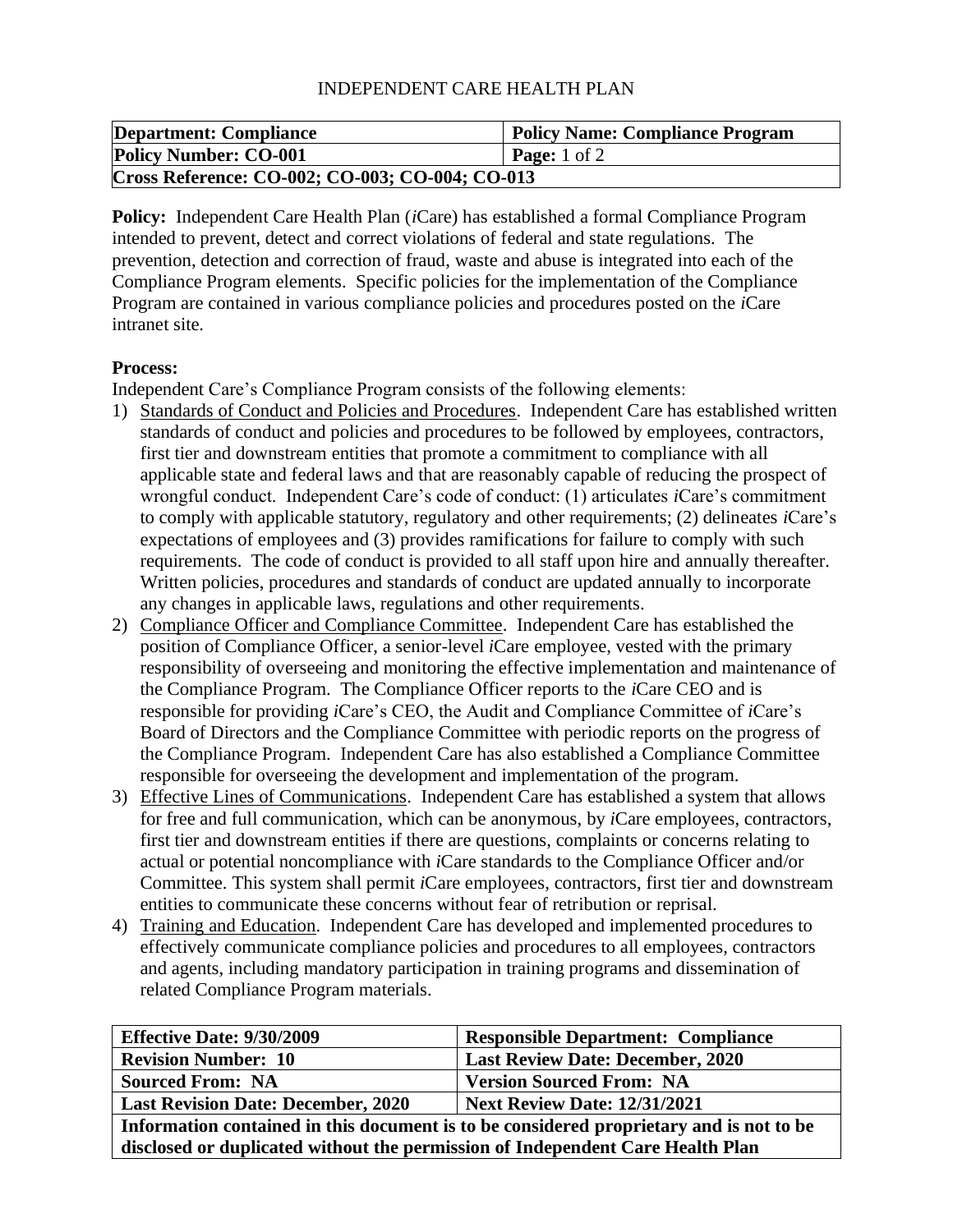# INDEPENDENT CARE HEALTH PLAN

| Department: Compliance | Policy Name: Compliance Program |
| --- | --- |
| **Policy Number: CO-001** | **Page:** 1 of 2 |
| **Cross Reference: CO-002; CO-003; CO-004; CO-013** | |

**Policy:** Independent Care Health Plan (*i*Care) has established a formal Compliance Program intended to prevent, detect and correct violations of federal and state regulations. The prevention, detection and correction of fraud, waste and abuse is integrated into each of the Compliance Program elements. Specific policies for the implementation of the Compliance Program are contained in various compliance policies and procedures posted on the *i*Care intranet site.

**Process:**

Independent Care's Compliance Program consists of the following elements:

1) Standards of Conduct and Policies and Procedures. Independent Care has established written standards of conduct and policies and procedures to be followed by employees, contractors, first tier and downstream entities that promote a commitment to compliance with all applicable state and federal laws and that are reasonably capable of reducing the prospect of wrongful conduct. Independent Care's code of conduct: (1) articulates *i*Care's commitment to comply with applicable statutory, regulatory and other requirements; (2) delineates *i*Care's expectations of employees and (3) provides ramifications for failure to comply with such requirements. The code of conduct is provided to all staff upon hire and annually thereafter. Written policies, procedures and standards of conduct are updated annually to incorporate any changes in applicable laws, regulations and other requirements.
2) Compliance Officer and Compliance Committee. Independent Care has established the position of Compliance Officer, a senior-level *i*Care employee, vested with the primary responsibility of overseeing and monitoring the effective implementation and maintenance of the Compliance Program. The Compliance Officer reports to the *i*Care CEO and is responsible for providing *i*Care's CEO, the Audit and Compliance Committee of *i*Care's Board of Directors and the Compliance Committee with periodic reports on the progress of the Compliance Program. Independent Care has also established a Compliance Committee responsible for overseeing the development and implementation of the program.
3) Effective Lines of Communications. Independent Care has established a system that allows for free and full communication, which can be anonymous, by *i*Care employees, contractors, first tier and downstream entities if there are questions, complaints or concerns relating to actual or potential noncompliance with *i*Care standards to the Compliance Officer and/or Committee. This system shall permit *i*Care employees, contractors, first tier and downstream entities to communicate these concerns without fear of retribution or reprisal.
4) Training and Education. Independent Care has developed and implemented procedures to effectively communicate compliance policies and procedures to all employees, contractors and agents, including mandatory participation in training programs and dissemination of related Compliance Program materials.

| Effective Date: 9/30/2009 | Responsible Department: Compliance |
| --- | --- |
| **Revision Number: 10** | **Last Review Date: December, 2020** |
| **Sourced From: NA** | **Version Sourced From: NA** |
| **Last Revision Date: December, 2020** | **Next Review Date: 12/31/2021** |
| **Information contained in this document is to be considered proprietary and is not to be disclosed or duplicated without the permission of Independent Care Health Plan** | |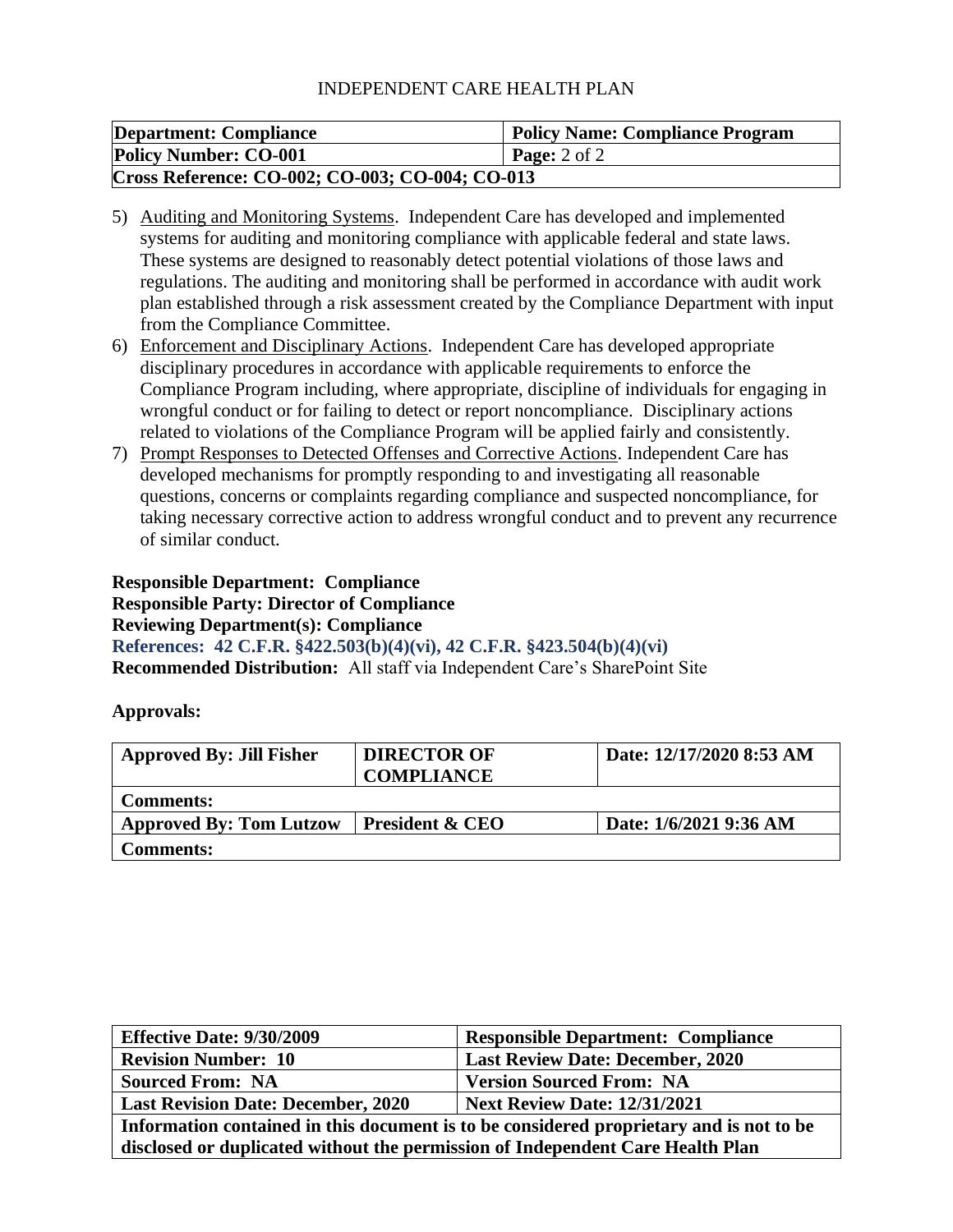INDEPENDENT CARE HEALTH PLAN

| | |
|---|---|
| **Department: Compliance** | **Policy Name: Compliance Program** |
| **Policy Number: CO-001** | **Page:** 2 of 2 |
| **Cross Reference: CO-002; CO-003; CO-004; CO-013** | |

5) Auditing and Monitoring Systems. Independent Care has developed and implemented systems for auditing and monitoring compliance with applicable federal and state laws. These systems are designed to reasonably detect potential violations of those laws and regulations. The auditing and monitoring shall be performed in accordance with audit work plan established through a risk assessment created by the Compliance Department with input from the Compliance Committee.
6) Enforcement and Disciplinary Actions. Independent Care has developed appropriate disciplinary procedures in accordance with applicable requirements to enforce the Compliance Program including, where appropriate, discipline of individuals for engaging in wrongful conduct or for failing to detect or report noncompliance. Disciplinary actions related to violations of the Compliance Program will be applied fairly and consistently.
7) Prompt Responses to Detected Offenses and Corrective Actions. Independent Care has developed mechanisms for promptly responding to and investigating all reasonable questions, concerns or complaints regarding compliance and suspected noncompliance, for taking necessary corrective action to address wrongful conduct and to prevent any recurrence of similar conduct.

**Responsible Department: Compliance**
**Responsible Party: Director of Compliance**
**Reviewing Department(s): Compliance**
**References: 42 C.F.R. §422.503(b)(4)(vi), 42 C.F.R. §423.504(b)(4)(vi)**
**Recommended Distribution:** All staff via Independent Care's SharePoint Site

**Approvals:**

| | | |
|---|---|---|
| **Approved By: Jill Fisher** | **DIRECTOR OF COMPLIANCE** | **Date: 12/17/2020 8:53 AM** |
| **Comments:** | | |
| **Approved By: Tom Lutzow** | **President & CEO** | **Date: 1/6/2021 9:36 AM** |
| **Comments:** | | |

| | |
|---|---|
| **Effective Date: 9/30/2009** | **Responsible Department: Compliance** |
| **Revision Number: 10** | **Last Review Date: December, 2020** |
| **Sourced From: NA** | **Version Sourced From: NA** |
| **Last Revision Date: December, 2020** | **Next Review Date: 12/31/2021** |
| **Information contained in this document is to be considered proprietary and is not to be disclosed or duplicated without the permission of Independent Care Health Plan** | |